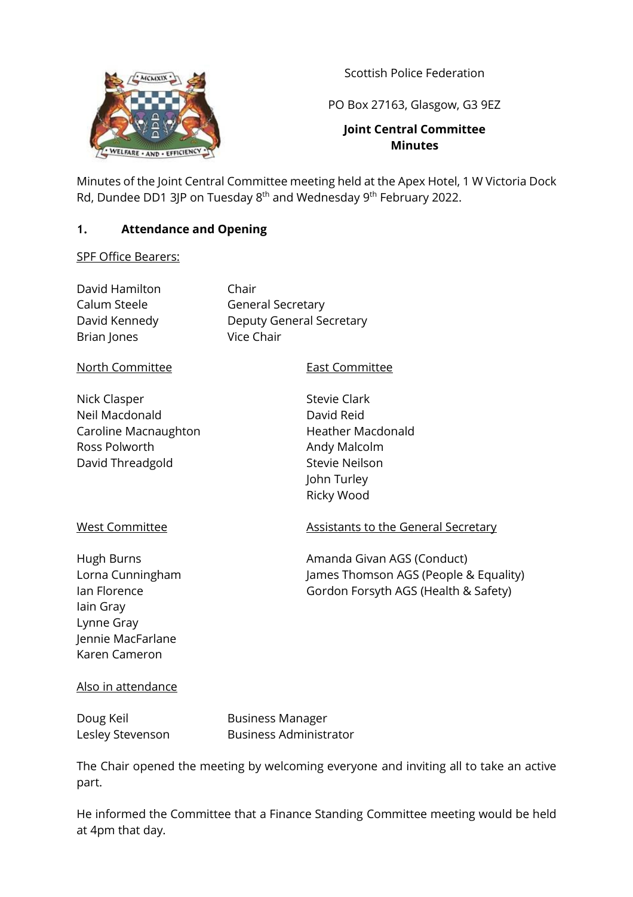Scottish Police Federation

PO Box 27163, Glasgow, G3 9EZ

**Joint Central Committee**
**Minutes**

Minutes of the Joint Central Committee meeting held at the Apex Hotel, 1 W Victoria Dock Rd, Dundee DD1 3JP on Tuesday 8th and Wednesday 9th February 2022.

## 1. Attendance and Opening

SPF Office Bearers:

| | |
|---|---|
| David Hamilton | Chair |
| Calum Steele | General Secretary |
| David Kennedy | Deputy General Secretary |
| Brian Jones | Vice Chair |

North Committee

- Nick Clasper
- Neil Macdonald
- Caroline Macnaughton
- Ross Polworth
- David Threadgold

East Committee

- Stevie Clark
- David Reid
- Heather Macdonald
- Andy Malcolm
- Stevie Neilson
- John Turley
- Ricky Wood

West Committee

- Hugh Burns
- Lorna Cunningham
- Ian Florence
- Iain Gray
- Lynne Gray
- Jennie MacFarlane
- Karen Cameron

Assistants to the General Secretary

- Amanda Givan AGS (Conduct)
- James Thomson AGS (People & Equality)
- Gordon Forsyth AGS (Health & Safety)

Also in attendance

| | |
|---|---|
| Doug Keil | Business Manager |
| Lesley Stevenson | Business Administrator |

The Chair opened the meeting by welcoming everyone and inviting all to take an active part.

He informed the Committee that a Finance Standing Committee meeting would be held at 4pm that day.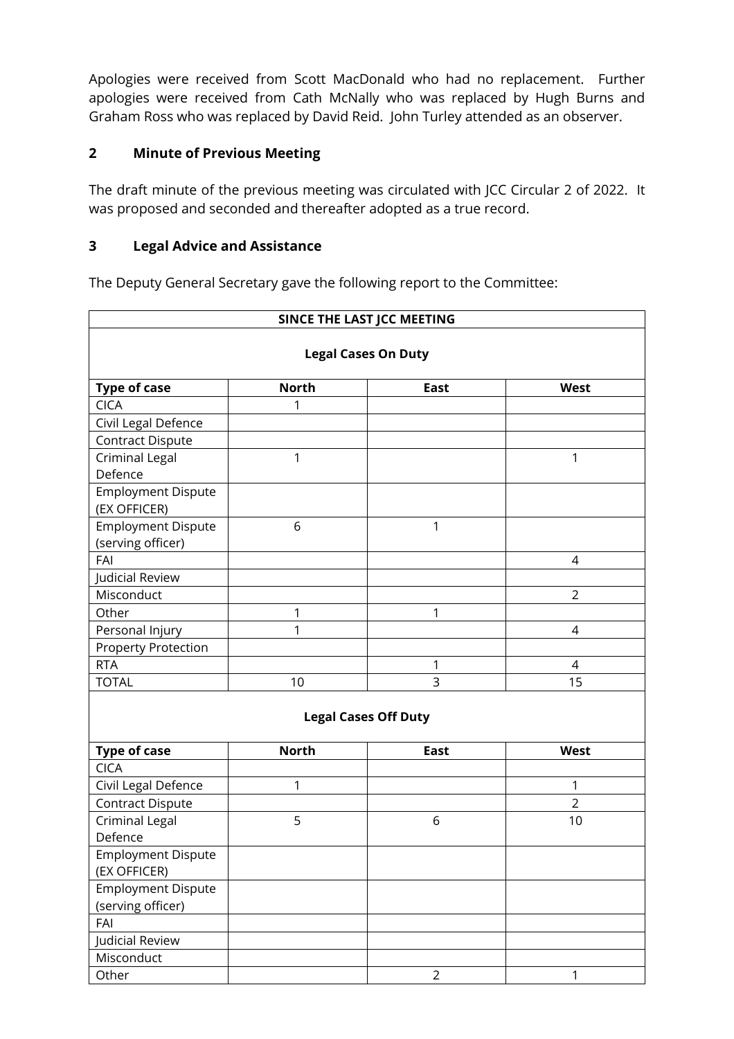Apologies were received from Scott MacDonald who had no replacement. Further apologies were received from Cath McNally who was replaced by Hugh Burns and Graham Ross who was replaced by David Reid. John Turley attended as an observer.

## 2 Minute of Previous Meeting

The draft minute of the previous meeting was circulated with JCC Circular 2 of 2022. It was proposed and seconded and thereafter adopted as a true record.

## 3 Legal Advice and Assistance

The Deputy General Secretary gave the following report to the Committee:

| **SINCE THE LAST JCC MEETING** | | | |
|---|---|---|---|
| **Legal Cases On Duty** | | | |
| **Type of case** | **North** | **East** | **West** |
| CICA | 1 | | |
| Civil Legal Defence | | | |
| Contract Dispute | | | |
| Criminal Legal Defence | 1 | | 1 |
| Employment Dispute (EX OFFICER) | | | |
| Employment Dispute (serving officer) | 6 | 1 | |
| FAI | | | 4 |
| Judicial Review | | | |
| Misconduct | | | 2 |
| Other | 1 | 1 | |
| Personal Injury | 1 | | 4 |
| Property Protection | | | |
| RTA | | 1 | 4 |
| TOTAL | 10 | 3 | 15 |
| **Legal Cases Off Duty** | | | |
| **Type of case** | **North** | **East** | **West** |
| CICA | | | |
| Civil Legal Defence | 1 | | 1 |
| Contract Dispute | | | 2 |
| Criminal Legal Defence | 5 | 6 | 10 |
| Employment Dispute (EX OFFICER) | | | |
| Employment Dispute (serving officer) | | | |
| FAI | | | |
| Judicial Review | | | |
| Misconduct | | | |
| Other | | 2 | 1 |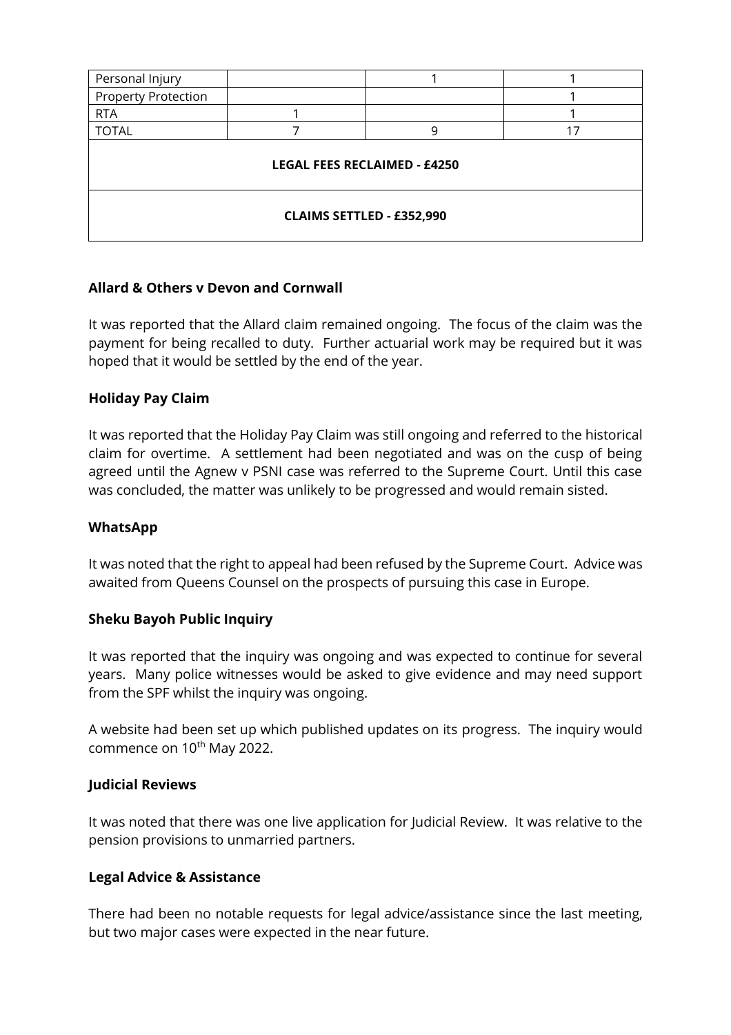| Personal Injury | | 1 | 1 |
|---|---|---|---|
| Property Protection | | | 1 |
| RTA | 1 | | 1 |
| TOTAL | 7 | 9 | 17 |
| **LEGAL FEES RECLAIMED - £4250** | | | |
| **CLAIMS SETTLED - £352,990** | | | |

**Allard & Others v Devon and Cornwall**

It was reported that the Allard claim remained ongoing. The focus of the claim was the payment for being recalled to duty. Further actuarial work may be required but it was hoped that it would be settled by the end of the year.

**Holiday Pay Claim**

It was reported that the Holiday Pay Claim was still ongoing and referred to the historical claim for overtime. A settlement had been negotiated and was on the cusp of being agreed until the Agnew v PSNI case was referred to the Supreme Court. Until this case was concluded, the matter was unlikely to be progressed and would remain sisted.

**WhatsApp**

It was noted that the right to appeal had been refused by the Supreme Court. Advice was awaited from Queens Counsel on the prospects of pursuing this case in Europe.

**Sheku Bayoh Public Inquiry**

It was reported that the inquiry was ongoing and was expected to continue for several years. Many police witnesses would be asked to give evidence and may need support from the SPF whilst the inquiry was ongoing.

A website had been set up which published updates on its progress. The inquiry would commence on 10th May 2022.

**Judicial Reviews**

It was noted that there was one live application for Judicial Review. It was relative to the pension provisions to unmarried partners.

**Legal Advice & Assistance**

There had been no notable requests for legal advice/assistance since the last meeting, but two major cases were expected in the near future.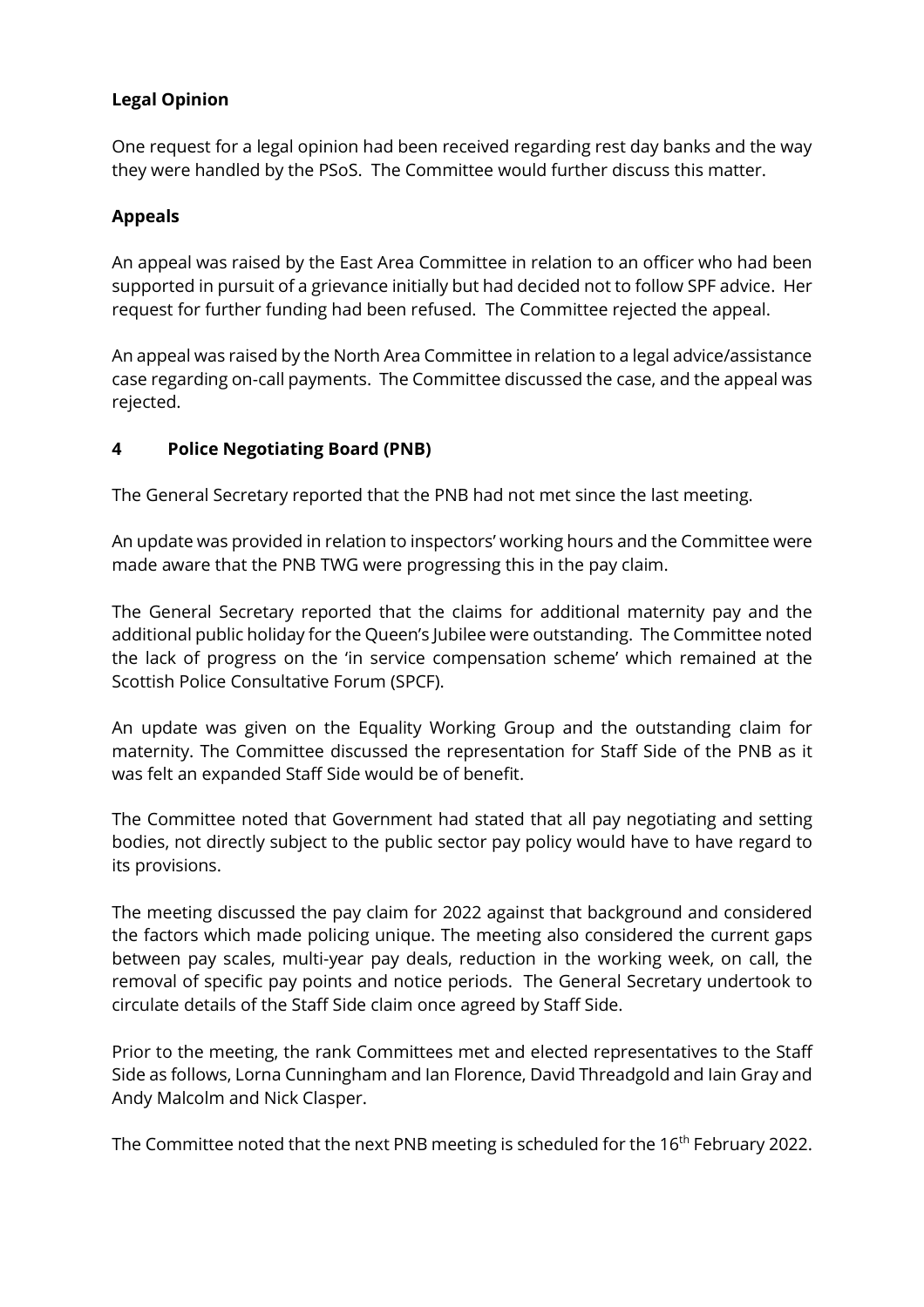**Legal Opinion**

One request for a legal opinion had been received regarding rest day banks and the way they were handled by the PSoS. The Committee would further discuss this matter.

**Appeals**

An appeal was raised by the East Area Committee in relation to an officer who had been supported in pursuit of a grievance initially but had decided not to follow SPF advice. Her request for further funding had been refused. The Committee rejected the appeal.

An appeal was raised by the North Area Committee in relation to a legal advice/assistance case regarding on-call payments. The Committee discussed the case, and the appeal was rejected.

## 4 Police Negotiating Board (PNB)

The General Secretary reported that the PNB had not met since the last meeting.

An update was provided in relation to inspectors' working hours and the Committee were made aware that the PNB TWG were progressing this in the pay claim.

The General Secretary reported that the claims for additional maternity pay and the additional public holiday for the Queen's Jubilee were outstanding. The Committee noted the lack of progress on the 'in service compensation scheme' which remained at the Scottish Police Consultative Forum (SPCF).

An update was given on the Equality Working Group and the outstanding claim for maternity. The Committee discussed the representation for Staff Side of the PNB as it was felt an expanded Staff Side would be of benefit.

The Committee noted that Government had stated that all pay negotiating and setting bodies, not directly subject to the public sector pay policy would have to have regard to its provisions.

The meeting discussed the pay claim for 2022 against that background and considered the factors which made policing unique. The meeting also considered the current gaps between pay scales, multi-year pay deals, reduction in the working week, on call, the removal of specific pay points and notice periods. The General Secretary undertook to circulate details of the Staff Side claim once agreed by Staff Side.

Prior to the meeting, the rank Committees met and elected representatives to the Staff Side as follows, Lorna Cunningham and Ian Florence, David Threadgold and Iain Gray and Andy Malcolm and Nick Clasper.

The Committee noted that the next PNB meeting is scheduled for the 16th February 2022.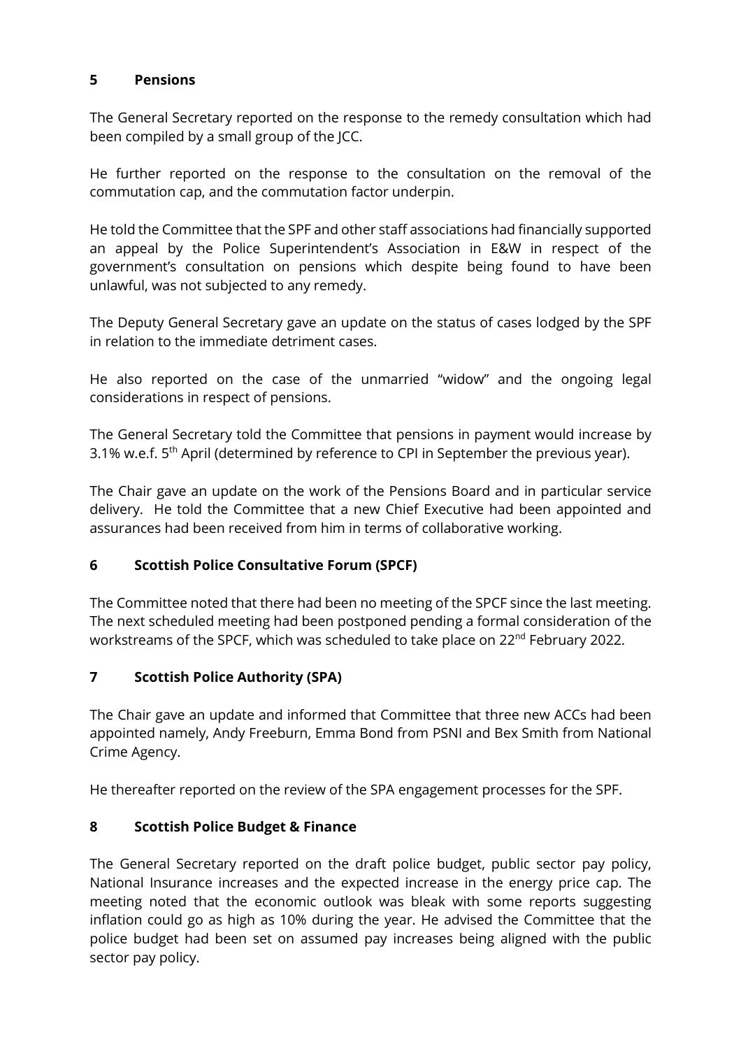## 5 Pensions

The General Secretary reported on the response to the remedy consultation which had been compiled by a small group of the JCC.

He further reported on the response to the consultation on the removal of the commutation cap, and the commutation factor underpin.

He told the Committee that the SPF and other staff associations had financially supported an appeal by the Police Superintendent's Association in E&W in respect of the government's consultation on pensions which despite being found to have been unlawful, was not subjected to any remedy.

The Deputy General Secretary gave an update on the status of cases lodged by the SPF in relation to the immediate detriment cases.

He also reported on the case of the unmarried "widow" and the ongoing legal considerations in respect of pensions.

The General Secretary told the Committee that pensions in payment would increase by 3.1% w.e.f. 5th April (determined by reference to CPI in September the previous year).

The Chair gave an update on the work of the Pensions Board and in particular service delivery. He told the Committee that a new Chief Executive had been appointed and assurances had been received from him in terms of collaborative working.

## 6 Scottish Police Consultative Forum (SPCF)

The Committee noted that there had been no meeting of the SPCF since the last meeting. The next scheduled meeting had been postponed pending a formal consideration of the workstreams of the SPCF, which was scheduled to take place on 22nd February 2022.

## 7 Scottish Police Authority (SPA)

The Chair gave an update and informed that Committee that three new ACCs had been appointed namely, Andy Freeburn, Emma Bond from PSNI and Bex Smith from National Crime Agency.

He thereafter reported on the review of the SPA engagement processes for the SPF.

## 8 Scottish Police Budget & Finance

The General Secretary reported on the draft police budget, public sector pay policy, National Insurance increases and the expected increase in the energy price cap. The meeting noted that the economic outlook was bleak with some reports suggesting inflation could go as high as 10% during the year. He advised the Committee that the police budget had been set on assumed pay increases being aligned with the public sector pay policy.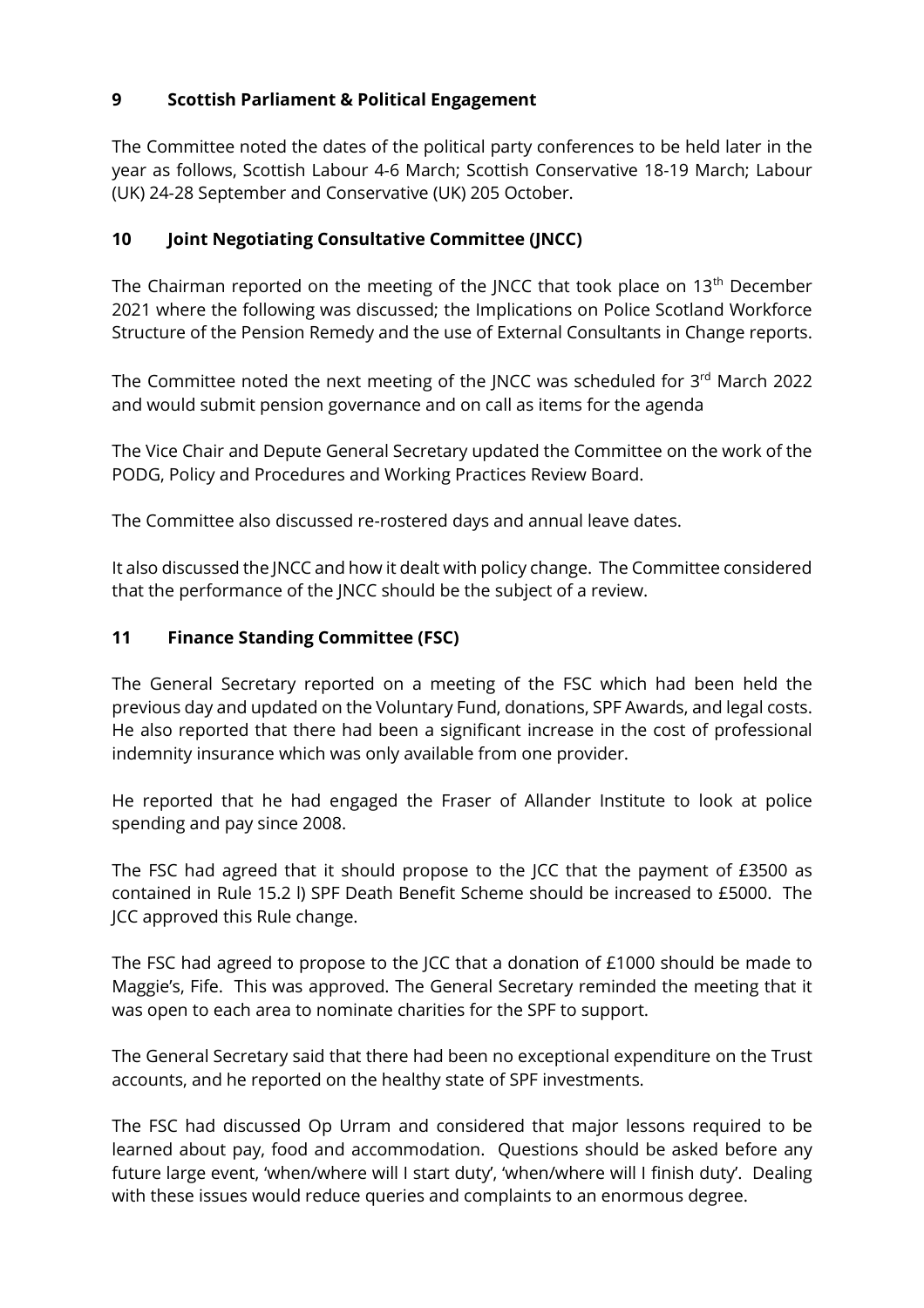## 9 Scottish Parliament & Political Engagement

The Committee noted the dates of the political party conferences to be held later in the year as follows, Scottish Labour 4-6 March; Scottish Conservative 18-19 March; Labour (UK) 24-28 September and Conservative (UK) 205 October.

## 10 Joint Negotiating Consultative Committee (JNCC)

The Chairman reported on the meeting of the JNCC that took place on 13th December 2021 where the following was discussed; the Implications on Police Scotland Workforce Structure of the Pension Remedy and the use of External Consultants in Change reports.

The Committee noted the next meeting of the JNCC was scheduled for 3rd March 2022 and would submit pension governance and on call as items for the agenda

The Vice Chair and Depute General Secretary updated the Committee on the work of the PODG, Policy and Procedures and Working Practices Review Board.

The Committee also discussed re-rostered days and annual leave dates.

It also discussed the JNCC and how it dealt with policy change. The Committee considered that the performance of the JNCC should be the subject of a review.

## 11 Finance Standing Committee (FSC)

The General Secretary reported on a meeting of the FSC which had been held the previous day and updated on the Voluntary Fund, donations, SPF Awards, and legal costs. He also reported that there had been a significant increase in the cost of professional indemnity insurance which was only available from one provider.

He reported that he had engaged the Fraser of Allander Institute to look at police spending and pay since 2008.

The FSC had agreed that it should propose to the JCC that the payment of £3500 as contained in Rule 15.2 l) SPF Death Benefit Scheme should be increased to £5000. The JCC approved this Rule change.

The FSC had agreed to propose to the JCC that a donation of £1000 should be made to Maggie's, Fife. This was approved. The General Secretary reminded the meeting that it was open to each area to nominate charities for the SPF to support.

The General Secretary said that there had been no exceptional expenditure on the Trust accounts, and he reported on the healthy state of SPF investments.

The FSC had discussed Op Urram and considered that major lessons required to be learned about pay, food and accommodation. Questions should be asked before any future large event, 'when/where will I start duty', 'when/where will I finish duty'. Dealing with these issues would reduce queries and complaints to an enormous degree.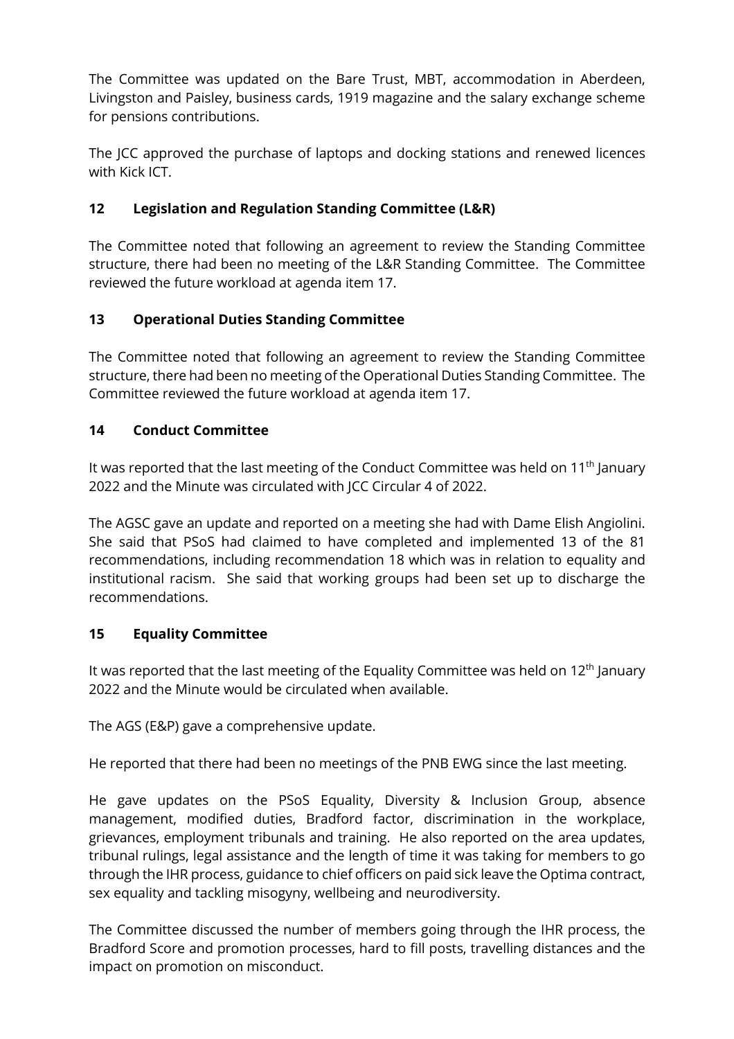The Committee was updated on the Bare Trust, MBT, accommodation in Aberdeen, Livingston and Paisley, business cards, 1919 magazine and the salary exchange scheme for pensions contributions.

The JCC approved the purchase of laptops and docking stations and renewed licences with Kick ICT.

## 12 Legislation and Regulation Standing Committee (L&R)

The Committee noted that following an agreement to review the Standing Committee structure, there had been no meeting of the L&R Standing Committee. The Committee reviewed the future workload at agenda item 17.

## 13 Operational Duties Standing Committee

The Committee noted that following an agreement to review the Standing Committee structure, there had been no meeting of the Operational Duties Standing Committee. The Committee reviewed the future workload at agenda item 17.

## 14 Conduct Committee

It was reported that the last meeting of the Conduct Committee was held on 11th January 2022 and the Minute was circulated with JCC Circular 4 of 2022.

The AGSC gave an update and reported on a meeting she had with Dame Elish Angiolini. She said that PSoS had claimed to have completed and implemented 13 of the 81 recommendations, including recommendation 18 which was in relation to equality and institutional racism. She said that working groups had been set up to discharge the recommendations.

## 15 Equality Committee

It was reported that the last meeting of the Equality Committee was held on 12th January 2022 and the Minute would be circulated when available.

The AGS (E&P) gave a comprehensive update.

He reported that there had been no meetings of the PNB EWG since the last meeting.

He gave updates on the PSoS Equality, Diversity & Inclusion Group, absence management, modified duties, Bradford factor, discrimination in the workplace, grievances, employment tribunals and training. He also reported on the area updates, tribunal rulings, legal assistance and the length of time it was taking for members to go through the IHR process, guidance to chief officers on paid sick leave the Optima contract, sex equality and tackling misogyny, wellbeing and neurodiversity.

The Committee discussed the number of members going through the IHR process, the Bradford Score and promotion processes, hard to fill posts, travelling distances and the impact on promotion on misconduct.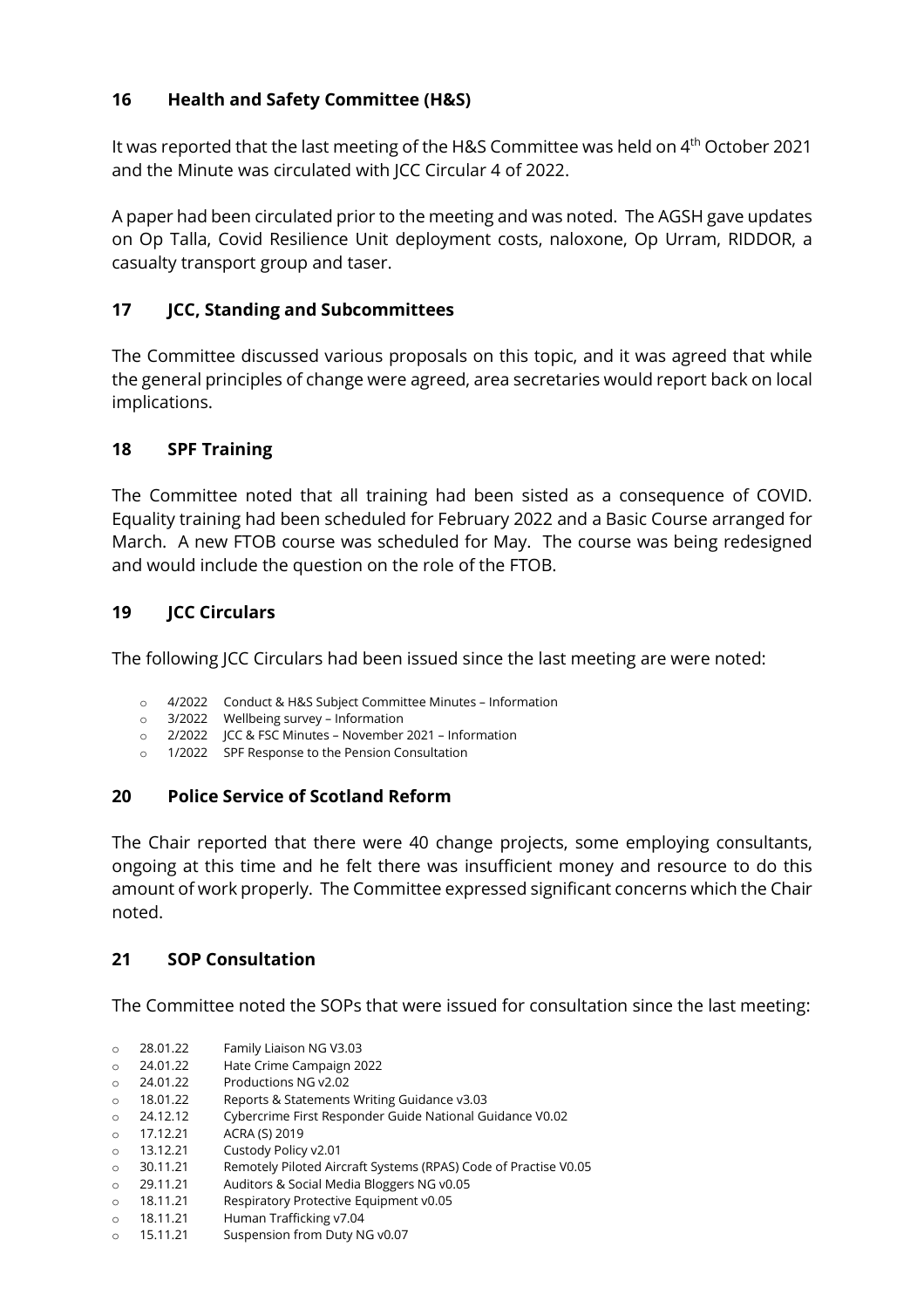## 16 Health and Safety Committee (H&S)

It was reported that the last meeting of the H&S Committee was held on 4th October 2021 and the Minute was circulated with JCC Circular 4 of 2022.

A paper had been circulated prior to the meeting and was noted. The AGSH gave updates on Op Talla, Covid Resilience Unit deployment costs, naloxone, Op Urram, RIDDOR, a casualty transport group and taser.

## 17 JCC, Standing and Subcommittees

The Committee discussed various proposals on this topic, and it was agreed that while the general principles of change were agreed, area secretaries would report back on local implications.

## 18 SPF Training

The Committee noted that all training had been sisted as a consequence of COVID. Equality training had been scheduled for February 2022 and a Basic Course arranged for March. A new FTOB course was scheduled for May. The course was being redesigned and would include the question on the role of the FTOB.

## 19 JCC Circulars

The following JCC Circulars had been issued since the last meeting are were noted:

- 4/2022 Conduct & H&S Subject Committee Minutes – Information
- 3/2022 Wellbeing survey – Information
- 2/2022 JCC & FSC Minutes – November 2021 – Information
- 1/2022 SPF Response to the Pension Consultation

## 20 Police Service of Scotland Reform

The Chair reported that there were 40 change projects, some employing consultants, ongoing at this time and he felt there was insufficient money and resource to do this amount of work properly. The Committee expressed significant concerns which the Chair noted.

## 21 SOP Consultation

The Committee noted the SOPs that were issued for consultation since the last meeting:

- 28.01.22 Family Liaison NG V3.03
- 24.01.22 Hate Crime Campaign 2022
- 24.01.22 Productions NG v2.02
- 18.01.22 Reports & Statements Writing Guidance v3.03
- 24.12.12 Cybercrime First Responder Guide National Guidance V0.02
- 17.12.21 ACRA (S) 2019
- 13.12.21 Custody Policy v2.01
- 30.11.21 Remotely Piloted Aircraft Systems (RPAS) Code of Practise V0.05
- 29.11.21 Auditors & Social Media Bloggers NG v0.05
- 18.11.21 Respiratory Protective Equipment v0.05
- 18.11.21 Human Trafficking v7.04
- 15.11.21 Suspension from Duty NG v0.07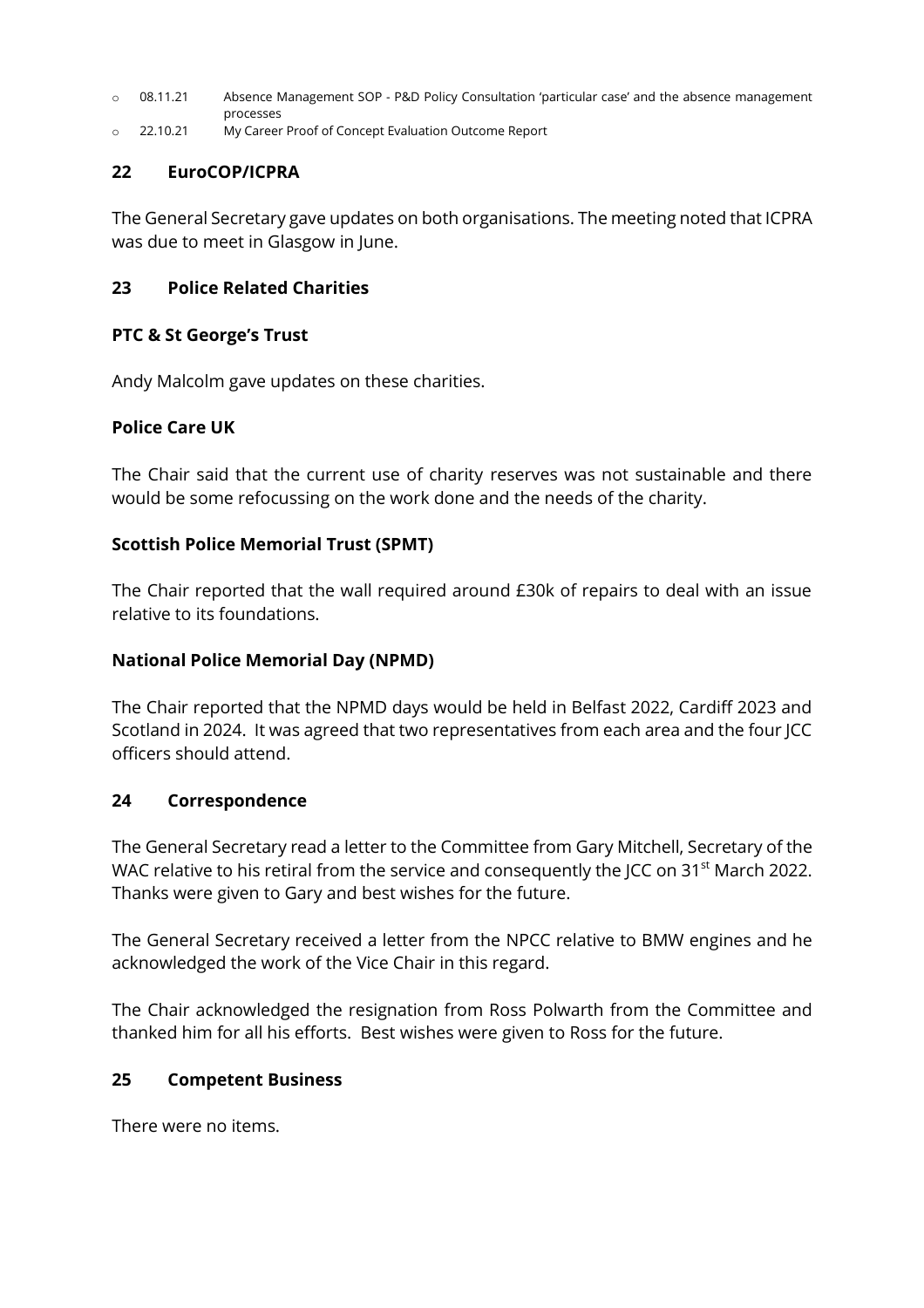- 08.11.21 Absence Management SOP - P&D Policy Consultation 'particular case' and the absence management processes
- 22.10.21 My Career Proof of Concept Evaluation Outcome Report

## 22 EuroCOP/ICPRA

The General Secretary gave updates on both organisations. The meeting noted that ICPRA was due to meet in Glasgow in June.

## 23 Police Related Charities

### PTC & St George's Trust

Andy Malcolm gave updates on these charities.

### Police Care UK

The Chair said that the current use of charity reserves was not sustainable and there would be some refocussing on the work done and the needs of the charity.

### Scottish Police Memorial Trust (SPMT)

The Chair reported that the wall required around £30k of repairs to deal with an issue relative to its foundations.

### National Police Memorial Day (NPMD)

The Chair reported that the NPMD days would be held in Belfast 2022, Cardiff 2023 and Scotland in 2024. It was agreed that two representatives from each area and the four JCC officers should attend.

## 24 Correspondence

The General Secretary read a letter to the Committee from Gary Mitchell, Secretary of the WAC relative to his retiral from the service and consequently the JCC on 31st March 2022. Thanks were given to Gary and best wishes for the future.

The General Secretary received a letter from the NPCC relative to BMW engines and he acknowledged the work of the Vice Chair in this regard.

The Chair acknowledged the resignation from Ross Polwarth from the Committee and thanked him for all his efforts. Best wishes were given to Ross for the future.

## 25 Competent Business

There were no items.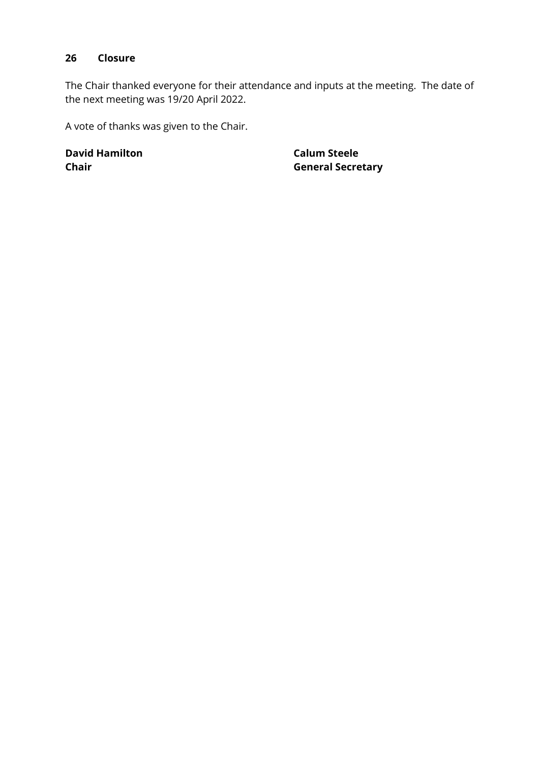## 26 Closure

The Chair thanked everyone for their attendance and inputs at the meeting. The date of the next meeting was 19/20 April 2022.

A vote of thanks was given to the Chair.

**David Hamilton**
**Chair**

**Calum Steele**
**General Secretary**